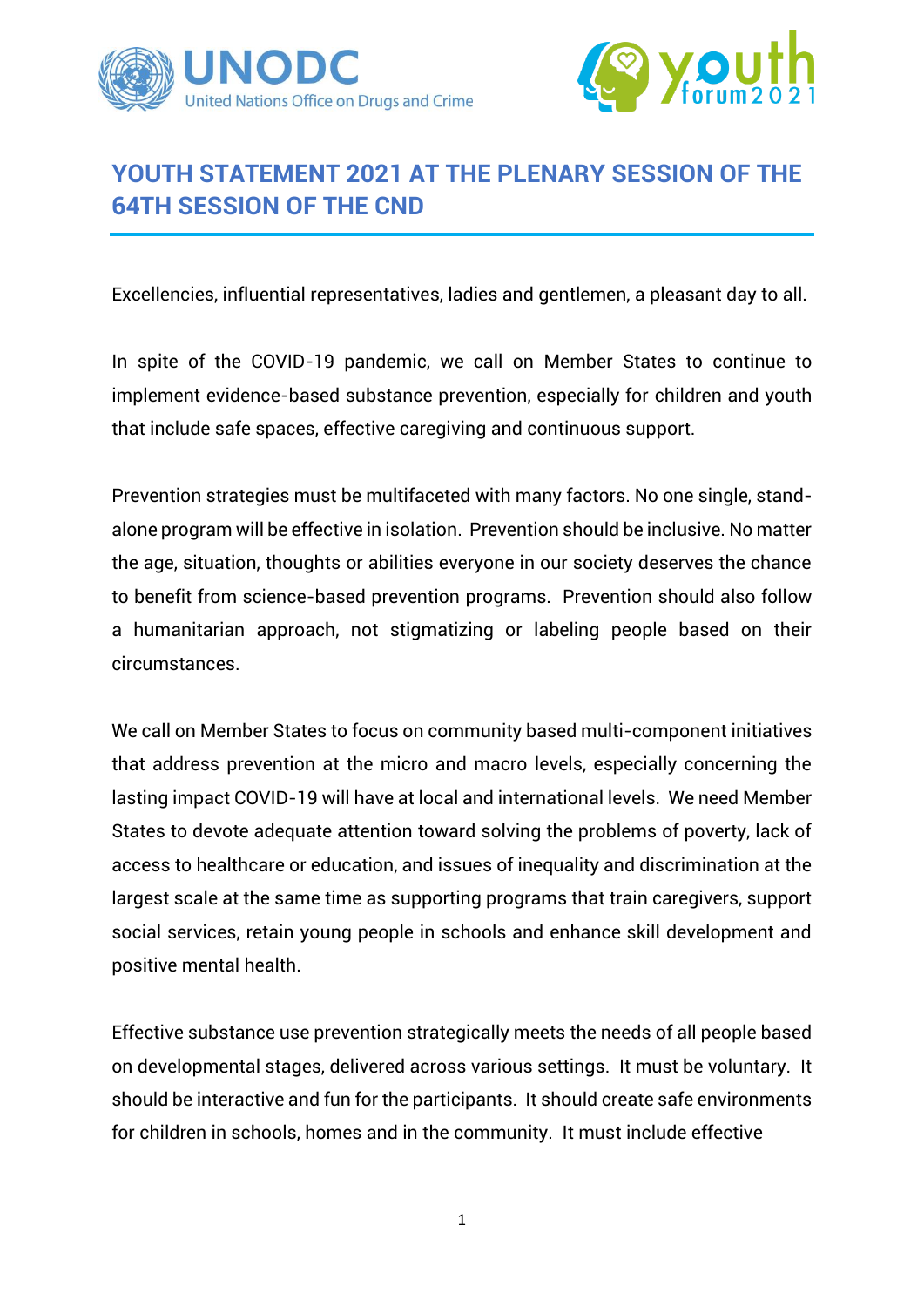# YOUTH STATEMENT 2021 AT THE PLENARY SESSION OF THE 64TH SESSION OF THE CND

Excellencies, influential representatives, ladies and gentlemen, a pleasant day to all.

In spite of the COVID-19 pandemic, we call on Member States to continue to implement evidence-based substance prevention, especially for children and youth that include safe spaces, effective caregiving and continuous support.

Prevention strategies must be multifaceted with many factors. No one single, stand-alone program will be effective in isolation. Prevention should be inclusive. No matter the age, situation, thoughts or abilities everyone in our society deserves the chance to benefit from science-based prevention programs. Prevention should also follow a humanitarian approach, not stigmatizing or labeling people based on their circumstances.

We call on Member States to focus on community based multi-component initiatives that address prevention at the micro and macro levels, especially concerning the lasting impact COVID-19 will have at local and international levels. We need Member States to devote adequate attention toward solving the problems of poverty, lack of access to healthcare or education, and issues of inequality and discrimination at the largest scale at the same time as supporting programs that train caregivers, support social services, retain young people in schools and enhance skill development and positive mental health.

Effective substance use prevention strategically meets the needs of all people based on developmental stages, delivered across various settings. It must be voluntary. It should be interactive and fun for the participants. It should create safe environments for children in schools, homes and in the community. It must include effective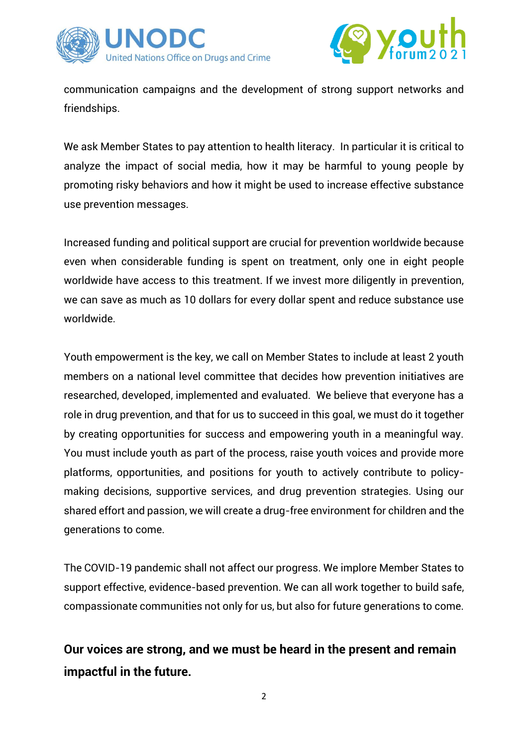communication campaigns and the development of strong support networks and friendships.

We ask Member States to pay attention to health literacy. In particular it is critical to analyze the impact of social media, how it may be harmful to young people by promoting risky behaviors and how it might be used to increase effective substance use prevention messages.

Increased funding and political support are crucial for prevention worldwide because even when considerable funding is spent on treatment, only one in eight people worldwide have access to this treatment. If we invest more diligently in prevention, we can save as much as 10 dollars for every dollar spent and reduce substance use worldwide.

Youth empowerment is the key, we call on Member States to include at least 2 youth members on a national level committee that decides how prevention initiatives are researched, developed, implemented and evaluated. We believe that everyone has a role in drug prevention, and that for us to succeed in this goal, we must do it together by creating opportunities for success and empowering youth in a meaningful way. You must include youth as part of the process, raise youth voices and provide more platforms, opportunities, and positions for youth to actively contribute to policy-making decisions, supportive services, and drug prevention strategies. Using our shared effort and passion, we will create a drug-free environment for children and the generations to come.

The COVID-19 pandemic shall not affect our progress. We implore Member States to support effective, evidence-based prevention. We can all work together to build safe, compassionate communities not only for us, but also for future generations to come.

**Our voices are strong, and we must be heard in the present and remain impactful in the future.**